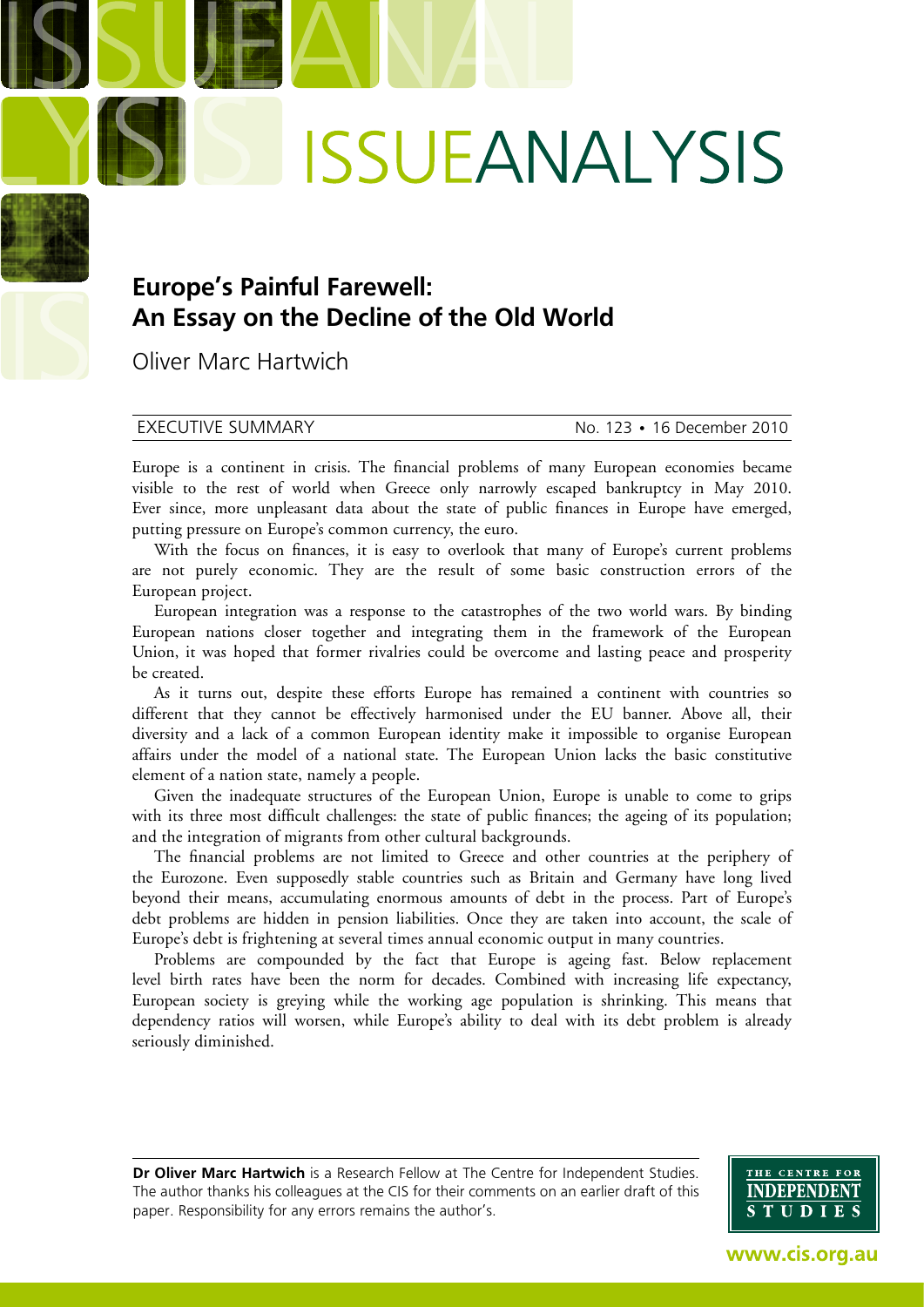# ISSUEANALYSIS

## Europe's Painful Farewell: An Essay on the Decline of the Old World

Oliver Marc Hartwich

EXECUTIVE SUMMARY — No. 123 • 16 December 2010

Europe is a continent in crisis. The financial problems of many European economies became visible to the rest of world when Greece only narrowly escaped bankruptcy in May 2010. Ever since, more unpleasant data about the state of public finances in Europe have emerged, putting pressure on Europe's common currency, the euro.

With the focus on finances, it is easy to overlook that many of Europe's current problems are not purely economic. They are the result of some basic construction errors of the European project.

European integration was a response to the catastrophes of the two world wars. By binding European nations closer together and integrating them in the framework of the European Union, it was hoped that former rivalries could be overcome and lasting peace and prosperity be created.

As it turns out, despite these efforts Europe has remained a continent with countries so different that they cannot be effectively harmonised under the EU banner. Above all, their diversity and a lack of a common European identity make it impossible to organise European affairs under the model of a national state. The European Union lacks the basic constitutive element of a nation state, namely a people.

Given the inadequate structures of the European Union, Europe is unable to come to grips with its three most difficult challenges: the state of public finances; the ageing of its population; and the integration of migrants from other cultural backgrounds.

The financial problems are not limited to Greece and other countries at the periphery of the Eurozone. Even supposedly stable countries such as Britain and Germany have long lived beyond their means, accumulating enormous amounts of debt in the process. Part of Europe's debt problems are hidden in pension liabilities. Once they are taken into account, the scale of Europe's debt is frightening at several times annual economic output in many countries.

Problems are compounded by the fact that Europe is ageing fast. Below replacement level birth rates have been the norm for decades. Combined with increasing life expectancy, European society is greying while the working age population is shrinking. This means that dependency ratios will worsen, while Europe's ability to deal with its debt problem is already seriously diminished.

**Dr Oliver Marc Hartwich** is a Research Fellow at The Centre for Independent Studies. The author thanks his colleagues at the CIS for their comments on an earlier draft of this paper. Responsibility for any errors remains the author's.

THE CENTRE FOR INDEPENDENT STUDIES

www.cis.org.au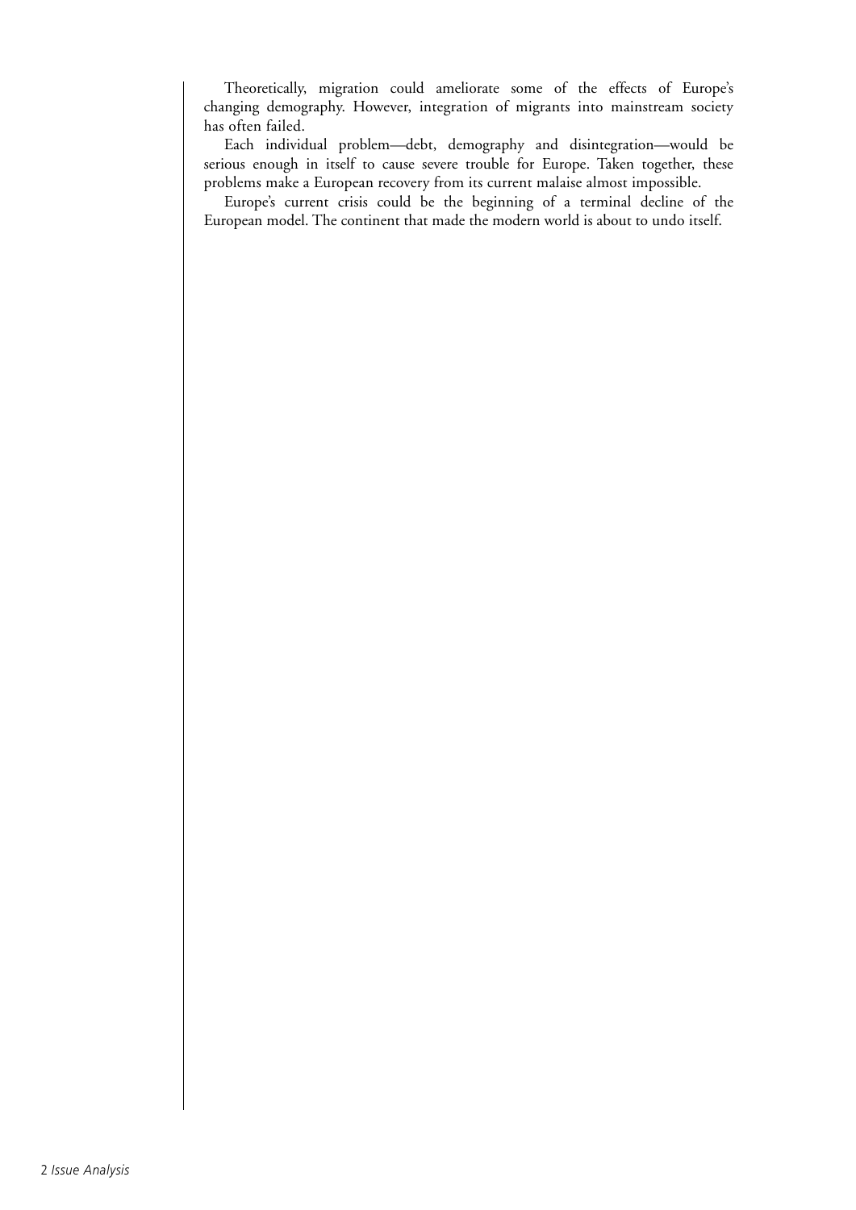Theoretically, migration could ameliorate some of the effects of Europe's changing demography. However, integration of migrants into mainstream society has often failed.

Each individual problem—debt, demography and disintegration—would be serious enough in itself to cause severe trouble for Europe. Taken together, these problems make a European recovery from its current malaise almost impossible.

Europe's current crisis could be the beginning of a terminal decline of the European model. The continent that made the modern world is about to undo itself.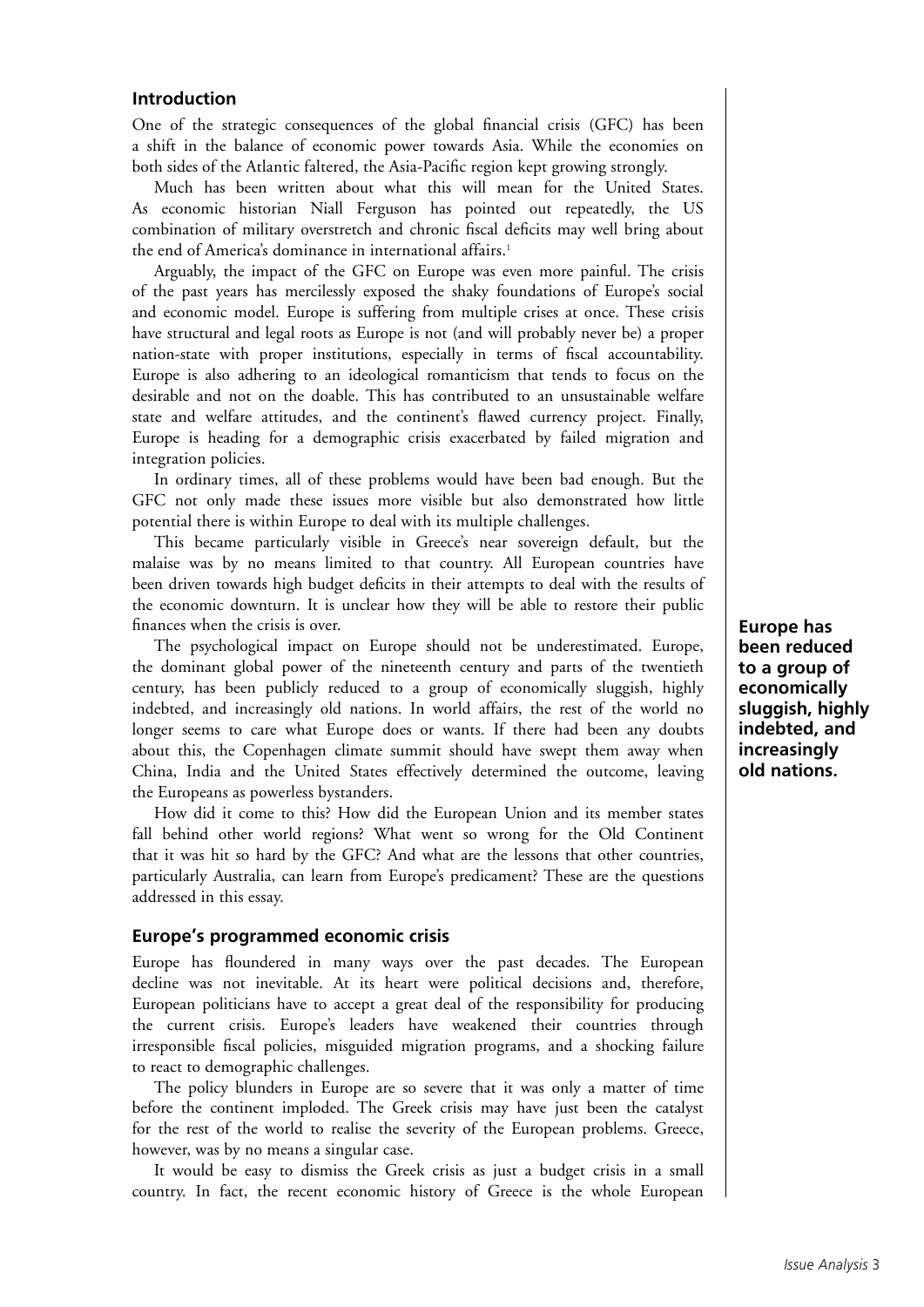## Introduction

One of the strategic consequences of the global financial crisis (GFC) has been a shift in the balance of economic power towards Asia. While the economies on both sides of the Atlantic faltered, the Asia-Pacific region kept growing strongly.

Much has been written about what this will mean for the United States. As economic historian Niall Ferguson has pointed out repeatedly, the US combination of military overstretch and chronic fiscal deficits may well bring about the end of America's dominance in international affairs.[1]

Arguably, the impact of the GFC on Europe was even more painful. The crisis of the past years has mercilessly exposed the shaky foundations of Europe's social and economic model. Europe is suffering from multiple crises at once. These crisis have structural and legal roots as Europe is not (and will probably never be) a proper nation-state with proper institutions, especially in terms of fiscal accountability. Europe is also adhering to an ideological romanticism that tends to focus on the desirable and not on the doable. This has contributed to an unsustainable welfare state and welfare attitudes, and the continent's flawed currency project. Finally, Europe is heading for a demographic crisis exacerbated by failed migration and integration policies.

In ordinary times, all of these problems would have been bad enough. But the GFC not only made these issues more visible but also demonstrated how little potential there is within Europe to deal with its multiple challenges.

This became particularly visible in Greece's near sovereign default, but the malaise was by no means limited to that country. All European countries have been driven towards high budget deficits in their attempts to deal with the results of the economic downturn. It is unclear how they will be able to restore their public finances when the crisis is over.

The psychological impact on Europe should not be underestimated. Europe, the dominant global power of the nineteenth century and parts of the twentieth century, has been publicly reduced to a group of economically sluggish, highly indebted, and increasingly old nations. In world affairs, the rest of the world no longer seems to care what Europe does or wants. If there had been any doubts about this, the Copenhagen climate summit should have swept them away when China, India and the United States effectively determined the outcome, leaving the Europeans as powerless bystanders.

**Europe has been reduced to a group of economically sluggish, highly indebted, and increasingly old nations.**

How did it come to this? How did the European Union and its member states fall behind other world regions? What went so wrong for the Old Continent that it was hit so hard by the GFC? And what are the lessons that other countries, particularly Australia, can learn from Europe's predicament? These are the questions addressed in this essay.

## Europe's programmed economic crisis

Europe has floundered in many ways over the past decades. The European decline was not inevitable. At its heart were political decisions and, therefore, European politicians have to accept a great deal of the responsibility for producing the current crisis. Europe's leaders have weakened their countries through irresponsible fiscal policies, misguided migration programs, and a shocking failure to react to demographic challenges.

The policy blunders in Europe are so severe that it was only a matter of time before the continent imploded. The Greek crisis may have just been the catalyst for the rest of the world to realise the severity of the European problems. Greece, however, was by no means a singular case.

It would be easy to dismiss the Greek crisis as just a budget crisis in a small country. In fact, the recent economic history of Greece is the whole European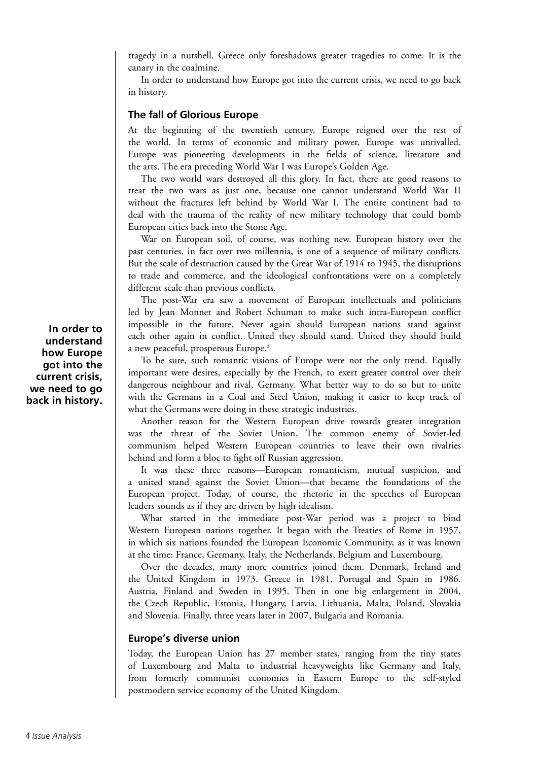tragedy in a nutshell. Greece only foreshadows greater tragedies to come. It is the canary in the coalmine.

In order to understand how Europe got into the current crisis, we need to go back in history.

## The fall of Glorious Europe

At the beginning of the twentieth century, Europe reigned over the rest of the world. In terms of economic and military power, Europe was unrivalled. Europe was pioneering developments in the fields of science, literature and the arts. The era preceding World War I was Europe's Golden Age.

The two world wars destroyed all this glory. In fact, there are good reasons to treat the two wars as just one, because one cannot understand World War II without the fractures left behind by World War I. The entire continent had to deal with the trauma of the reality of new military technology that could bomb European cities back into the Stone Age.

War on European soil, of course, was nothing new. European history over the past centuries, in fact over two millennia, is one of a sequence of military conflicts. But the scale of destruction caused by the Great War of 1914 to 1945, the disruptions to trade and commerce, and the ideological confrontations were on a completely different scale than previous conflicts.

The post-War era saw a movement of European intellectuals and politicians led by Jean Monnet and Robert Schuman to make such intra-European conflict impossible in the future. Never again should European nations stand against each other again in conflict. United they should stand. United they should build a new peaceful, prosperous Europe.[2]

**In order to understand how Europe got into the current crisis, we need to go back in history.**

To be sure, such romantic visions of Europe were not the only trend. Equally important were desires, especially by the French, to exert greater control over their dangerous neighbour and rival, Germany. What better way to do so but to unite with the Germans in a Coal and Steel Union, making it easier to keep track of what the Germans were doing in these strategic industries.

Another reason for the Western European drive towards greater integration was the threat of the Soviet Union. The common enemy of Soviet-led communism helped Western European countries to leave their own rivalries behind and form a bloc to fight off Russian aggression.

It was these three reasons—European romanticism, mutual suspicion, and a united stand against the Soviet Union—that became the foundations of the European project. Today, of course, the rhetoric in the speeches of European leaders sounds as if they are driven by high idealism.

What started in the immediate post-War period was a project to bind Western European nations together. It began with the Treaties of Rome in 1957, in which six nations founded the European Economic Community, as it was known at the time: France, Germany, Italy, the Netherlands, Belgium and Luxembourg.

Over the decades, many more countries joined them. Denmark, Ireland and the United Kingdom in 1973. Greece in 1981. Portugal and Spain in 1986. Austria, Finland and Sweden in 1995. Then in one big enlargement in 2004, the Czech Republic, Estonia, Hungary, Latvia, Lithuania, Malta, Poland, Slovakia and Slovenia. Finally, three years later in 2007, Bulgaria and Romania.

## Europe's diverse union

Today, the European Union has 27 member states, ranging from the tiny states of Luxembourg and Malta to industrial heavyweights like Germany and Italy, from formerly communist economies in Eastern Europe to the self-styled postmodern service economy of the United Kingdom.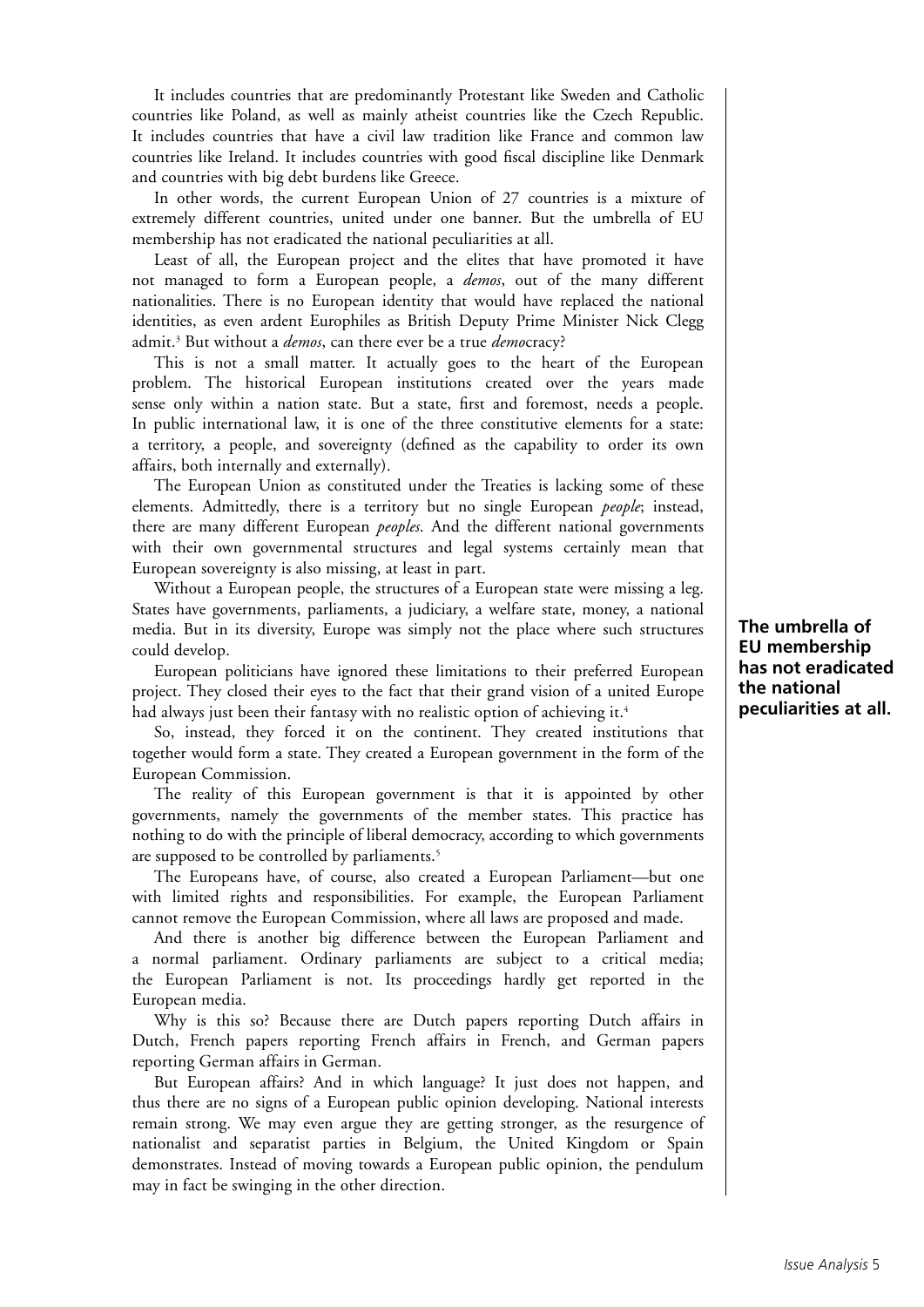It includes countries that are predominantly Protestant like Sweden and Catholic countries like Poland, as well as mainly atheist countries like the Czech Republic. It includes countries that have a civil law tradition like France and common law countries like Ireland. It includes countries with good fiscal discipline like Denmark and countries with big debt burdens like Greece.

In other words, the current European Union of 27 countries is a mixture of extremely different countries, united under one banner. But the umbrella of EU membership has not eradicated the national peculiarities at all.

Least of all, the European project and the elites that have promoted it have not managed to form a European people, a *demos*, out of the many different nationalities. There is no European identity that would have replaced the national identities, as even ardent Europhiles as British Deputy Prime Minister Nick Clegg admit.[3] But without a *demos*, can there ever be a true *demo*cracy?

This is not a small matter. It actually goes to the heart of the European problem. The historical European institutions created over the years made sense only within a nation state. But a state, first and foremost, needs a people. In public international law, it is one of the three constitutive elements for a state: a territory, a people, and sovereignty (defined as the capability to order its own affairs, both internally and externally).

The European Union as constituted under the Treaties is lacking some of these elements. Admittedly, there is a territory but no single European *people*; instead, there are many different European *peoples*. And the different national governments with their own governmental structures and legal systems certainly mean that European sovereignty is also missing, at least in part.

Without a European people, the structures of a European state were missing a leg. States have governments, parliaments, a judiciary, a welfare state, money, a national media. But in its diversity, Europe was simply not the place where such structures could develop.

**The umbrella of EU membership has not eradicated the national peculiarities at all.**

European politicians have ignored these limitations to their preferred European project. They closed their eyes to the fact that their grand vision of a united Europe had always just been their fantasy with no realistic option of achieving it.[4]

So, instead, they forced it on the continent. They created institutions that together would form a state. They created a European government in the form of the European Commission.

The reality of this European government is that it is appointed by other governments, namely the governments of the member states. This practice has nothing to do with the principle of liberal democracy, according to which governments are supposed to be controlled by parliaments.[5]

The Europeans have, of course, also created a European Parliament—but one with limited rights and responsibilities. For example, the European Parliament cannot remove the European Commission, where all laws are proposed and made.

And there is another big difference between the European Parliament and a normal parliament. Ordinary parliaments are subject to a critical media; the European Parliament is not. Its proceedings hardly get reported in the European media.

Why is this so? Because there are Dutch papers reporting Dutch affairs in Dutch, French papers reporting French affairs in French, and German papers reporting German affairs in German.

But European affairs? And in which language? It just does not happen, and thus there are no signs of a European public opinion developing. National interests remain strong. We may even argue they are getting stronger, as the resurgence of nationalist and separatist parties in Belgium, the United Kingdom or Spain demonstrates. Instead of moving towards a European public opinion, the pendulum may in fact be swinging in the other direction.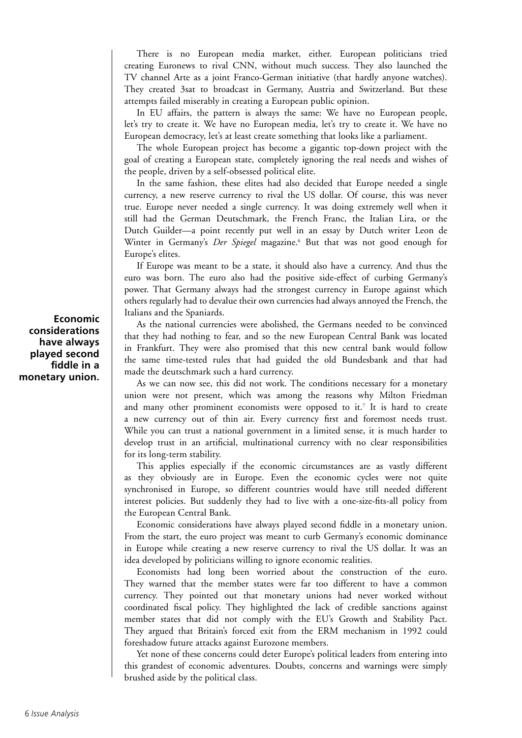There is no European media market, either. European politicians tried creating Euronews to rival CNN, without much success. They also launched the TV channel Arte as a joint Franco-German initiative (that hardly anyone watches). They created 3sat to broadcast in Germany, Austria and Switzerland. But these attempts failed miserably in creating a European public opinion.

In EU affairs, the pattern is always the same: We have no European people, let's try to create it. We have no European media, let's try to create it. We have no European democracy, let's at least create something that looks like a parliament.

The whole European project has become a gigantic top-down project with the goal of creating a European state, completely ignoring the real needs and wishes of the people, driven by a self-obsessed political elite.

In the same fashion, these elites had also decided that Europe needed a single currency, a new reserve currency to rival the US dollar. Of course, this was never true. Europe never needed a single currency. It was doing extremely well when it still had the German Deutschmark, the French Franc, the Italian Lira, or the Dutch Guilder—a point recently put well in an essay by Dutch writer Leon de Winter in Germany's *Der Spiegel* magazine.[6] But that was not good enough for Europe's elites.

If Europe was meant to be a state, it should also have a currency. And thus the euro was born. The euro also had the positive side-effect of curbing Germany's power. That Germany always had the strongest currency in Europe against which others regularly had to devalue their own currencies had always annoyed the French, the Italians and the Spaniards.

**Economic considerations have always played second fiddle in a monetary union.**

As the national currencies were abolished, the Germans needed to be convinced that they had nothing to fear, and so the new European Central Bank was located in Frankfurt. They were also promised that this new central bank would follow the same time-tested rules that had guided the old Bundesbank and that had made the deutschmark such a hard currency.

As we can now see, this did not work. The conditions necessary for a monetary union were not present, which was among the reasons why Milton Friedman and many other prominent economists were opposed to it.[7] It is hard to create a new currency out of thin air. Every currency first and foremost needs trust. While you can trust a national government in a limited sense, it is much harder to develop trust in an artificial, multinational currency with no clear responsibilities for its long-term stability.

This applies especially if the economic circumstances are as vastly different as they obviously are in Europe. Even the economic cycles were not quite synchronised in Europe, so different countries would have still needed different interest policies. But suddenly they had to live with a one-size-fits-all policy from the European Central Bank.

Economic considerations have always played second fiddle in a monetary union. From the start, the euro project was meant to curb Germany's economic dominance in Europe while creating a new reserve currency to rival the US dollar. It was an idea developed by politicians willing to ignore economic realities.

Economists had long been worried about the construction of the euro. They warned that the member states were far too different to have a common currency. They pointed out that monetary unions had never worked without coordinated fiscal policy. They highlighted the lack of credible sanctions against member states that did not comply with the EU's Growth and Stability Pact. They argued that Britain's forced exit from the ERM mechanism in 1992 could foreshadow future attacks against Eurozone members.

Yet none of these concerns could deter Europe's political leaders from entering into this grandest of economic adventures. Doubts, concerns and warnings were simply brushed aside by the political class.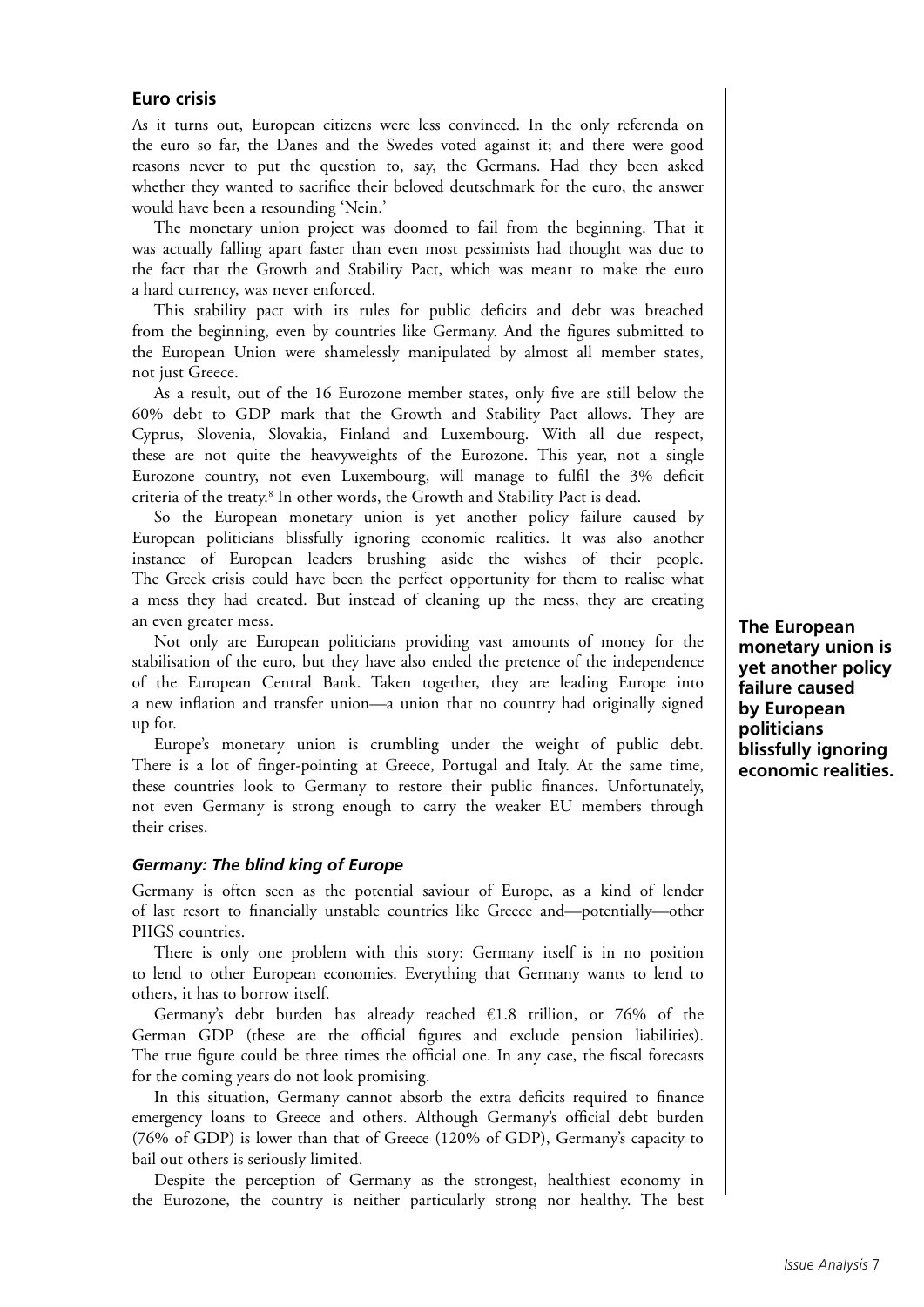## Euro crisis

As it turns out, European citizens were less convinced. In the only referenda on the euro so far, the Danes and the Swedes voted against it; and there were good reasons never to put the question to, say, the Germans. Had they been asked whether they wanted to sacrifice their beloved deutschmark for the euro, the answer would have been a resounding 'Nein.'

The monetary union project was doomed to fail from the beginning. That it was actually falling apart faster than even most pessimists had thought was due to the fact that the Growth and Stability Pact, which was meant to make the euro a hard currency, was never enforced.

This stability pact with its rules for public deficits and debt was breached from the beginning, even by countries like Germany. And the figures submitted to the European Union were shamelessly manipulated by almost all member states, not just Greece.

As a result, out of the 16 Eurozone member states, only five are still below the 60% debt to GDP mark that the Growth and Stability Pact allows. They are Cyprus, Slovenia, Slovakia, Finland and Luxembourg. With all due respect, these are not quite the heavyweights of the Eurozone. This year, not a single Eurozone country, not even Luxembourg, will manage to fulfil the 3% deficit criteria of the treaty.[8] In other words, the Growth and Stability Pact is dead.

So the European monetary union is yet another policy failure caused by European politicians blissfully ignoring economic realities. It was also another instance of European leaders brushing aside the wishes of their people. The Greek crisis could have been the perfect opportunity for them to realise what a mess they had created. But instead of cleaning up the mess, they are creating an even greater mess.

**The European monetary union is yet another policy failure caused by European politicians blissfully ignoring economic realities.**

Not only are European politicians providing vast amounts of money for the stabilisation of the euro, but they have also ended the pretence of the independence of the European Central Bank. Taken together, they are leading Europe into a new inflation and transfer union—a union that no country had originally signed up for.

Europe's monetary union is crumbling under the weight of public debt. There is a lot of finger-pointing at Greece, Portugal and Italy. At the same time, these countries look to Germany to restore their public finances. Unfortunately, not even Germany is strong enough to carry the weaker EU members through their crises.

### *Germany: The blind king of Europe*

Germany is often seen as the potential saviour of Europe, as a kind of lender of last resort to financially unstable countries like Greece and—potentially—other PIIGS countries.

There is only one problem with this story: Germany itself is in no position to lend to other European economies. Everything that Germany wants to lend to others, it has to borrow itself.

Germany's debt burden has already reached €1.8 trillion, or 76% of the German GDP (these are the official figures and exclude pension liabilities). The true figure could be three times the official one. In any case, the fiscal forecasts for the coming years do not look promising.

In this situation, Germany cannot absorb the extra deficits required to finance emergency loans to Greece and others. Although Germany's official debt burden (76% of GDP) is lower than that of Greece (120% of GDP), Germany's capacity to bail out others is seriously limited.

Despite the perception of Germany as the strongest, healthiest economy in the Eurozone, the country is neither particularly strong nor healthy. The best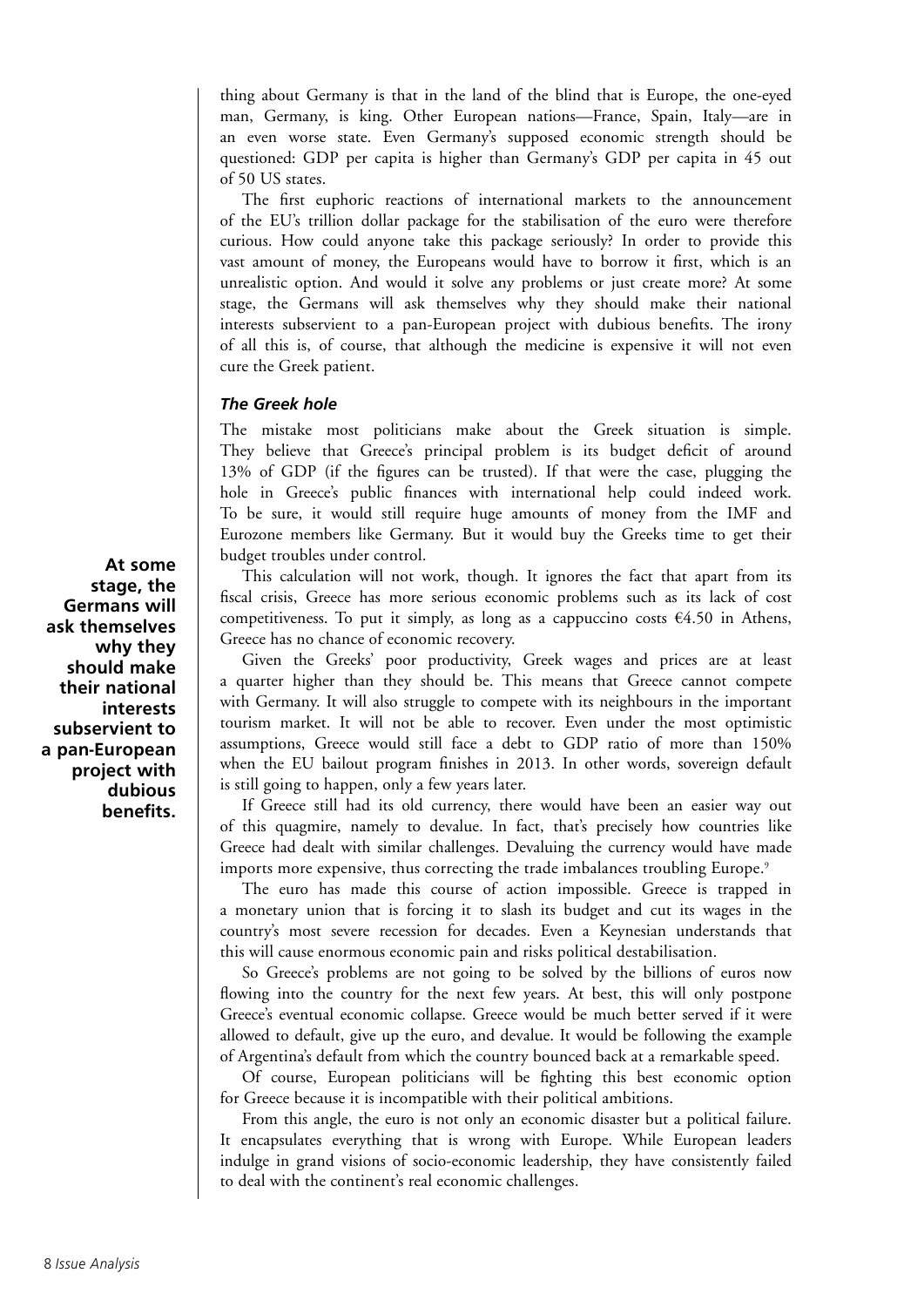thing about Germany is that in the land of the blind that is Europe, the one-eyed man, Germany, is king. Other European nations—France, Spain, Italy—are in an even worse state. Even Germany's supposed economic strength should be questioned: GDP per capita is higher than Germany's GDP per capita in 45 out of 50 US states.

The first euphoric reactions of international markets to the announcement of the EU's trillion dollar package for the stabilisation of the euro were therefore curious. How could anyone take this package seriously? In order to provide this vast amount of money, the Europeans would have to borrow it first, which is an unrealistic option. And would it solve any problems or just create more? At some stage, the Germans will ask themselves why they should make their national interests subservient to a pan-European project with dubious benefits. The irony of all this is, of course, that although the medicine is expensive it will not even cure the Greek patient.

**At some stage, the Germans will ask themselves why they should make their national interests subservient to a pan-European project with dubious benefits.**

### *The Greek hole*

The mistake most politicians make about the Greek situation is simple. They believe that Greece's principal problem is its budget deficit of around 13% of GDP (if the figures can be trusted). If that were the case, plugging the hole in Greece's public finances with international help could indeed work. To be sure, it would still require huge amounts of money from the IMF and Eurozone members like Germany. But it would buy the Greeks time to get their budget troubles under control.

This calculation will not work, though. It ignores the fact that apart from its fiscal crisis, Greece has more serious economic problems such as its lack of cost competitiveness. To put it simply, as long as a cappuccino costs €4.50 in Athens, Greece has no chance of economic recovery.

Given the Greeks' poor productivity, Greek wages and prices are at least a quarter higher than they should be. This means that Greece cannot compete with Germany. It will also struggle to compete with its neighbours in the important tourism market. It will not be able to recover. Even under the most optimistic assumptions, Greece would still face a debt to GDP ratio of more than 150% when the EU bailout program finishes in 2013. In other words, sovereign default is still going to happen, only a few years later.

If Greece still had its old currency, there would have been an easier way out of this quagmire, namely to devalue. In fact, that's precisely how countries like Greece had dealt with similar challenges. Devaluing the currency would have made imports more expensive, thus correcting the trade imbalances troubling Europe.[9]

The euro has made this course of action impossible. Greece is trapped in a monetary union that is forcing it to slash its budget and cut its wages in the country's most severe recession for decades. Even a Keynesian understands that this will cause enormous economic pain and risks political destabilisation.

So Greece's problems are not going to be solved by the billions of euros now flowing into the country for the next few years. At best, this will only postpone Greece's eventual economic collapse. Greece would be much better served if it were allowed to default, give up the euro, and devalue. It would be following the example of Argentina's default from which the country bounced back at a remarkable speed.

Of course, European politicians will be fighting this best economic option for Greece because it is incompatible with their political ambitions.

From this angle, the euro is not only an economic disaster but a political failure. It encapsulates everything that is wrong with Europe. While European leaders indulge in grand visions of socio-economic leadership, they have consistently failed to deal with the continent's real economic challenges.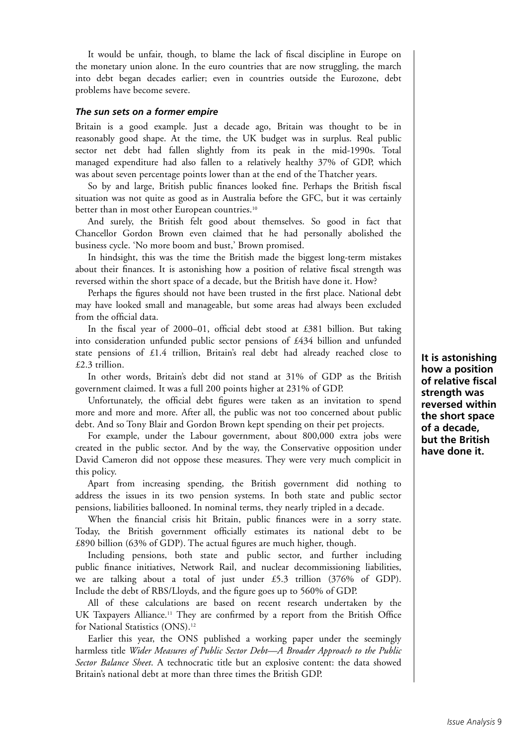It would be unfair, though, to blame the lack of fiscal discipline in Europe on the monetary union alone. In the euro countries that are now struggling, the march into debt began decades earlier; even in countries outside the Eurozone, debt problems have become severe.

### *The sun sets on a former empire*

Britain is a good example. Just a decade ago, Britain was thought to be in reasonably good shape. At the time, the UK budget was in surplus. Real public sector net debt had fallen slightly from its peak in the mid-1990s. Total managed expenditure had also fallen to a relatively healthy 37% of GDP, which was about seven percentage points lower than at the end of the Thatcher years.

So by and large, British public finances looked fine. Perhaps the British fiscal situation was not quite as good as in Australia before the GFC, but it was certainly better than in most other European countries.[10]

And surely, the British felt good about themselves. So good in fact that Chancellor Gordon Brown even claimed that he had personally abolished the business cycle. 'No more boom and bust,' Brown promised.

In hindsight, this was the time the British made the biggest long-term mistakes about their finances. It is astonishing how a position of relative fiscal strength was reversed within the short space of a decade, but the British have done it. How?

Perhaps the figures should not have been trusted in the first place. National debt may have looked small and manageable, but some areas had always been excluded from the official data.

In the fiscal year of 2000–01, official debt stood at £381 billion. But taking into consideration unfunded public sector pensions of £434 billion and unfunded state pensions of £1.4 trillion, Britain's real debt had already reached close to £2.3 trillion.

**It is astonishing how a position of relative fiscal strength was reversed within the short space of a decade, but the British have done it.**

In other words, Britain's debt did not stand at 31% of GDP as the British government claimed. It was a full 200 points higher at 231% of GDP.

Unfortunately, the official debt figures were taken as an invitation to spend more and more and more. After all, the public was not too concerned about public debt. And so Tony Blair and Gordon Brown kept spending on their pet projects.

For example, under the Labour government, about 800,000 extra jobs were created in the public sector. And by the way, the Conservative opposition under David Cameron did not oppose these measures. They were very much complicit in this policy.

Apart from increasing spending, the British government did nothing to address the issues in its two pension systems. In both state and public sector pensions, liabilities ballooned. In nominal terms, they nearly tripled in a decade.

When the financial crisis hit Britain, public finances were in a sorry state. Today, the British government officially estimates its national debt to be £890 billion (63% of GDP). The actual figures are much higher, though.

Including pensions, both state and public sector, and further including public finance initiatives, Network Rail, and nuclear decommissioning liabilities, we are talking about a total of just under £5.3 trillion (376% of GDP). Include the debt of RBS/Lloyds, and the figure goes up to 560% of GDP.

All of these calculations are based on recent research undertaken by the UK Taxpayers Alliance.[11] They are confirmed by a report from the British Office for National Statistics (ONS).[12]

Earlier this year, the ONS published a working paper under the seemingly harmless title *Wider Measures of Public Sector Debt—A Broader Approach to the Public Sector Balance Sheet*. A technocratic title but an explosive content: the data showed Britain's national debt at more than three times the British GDP.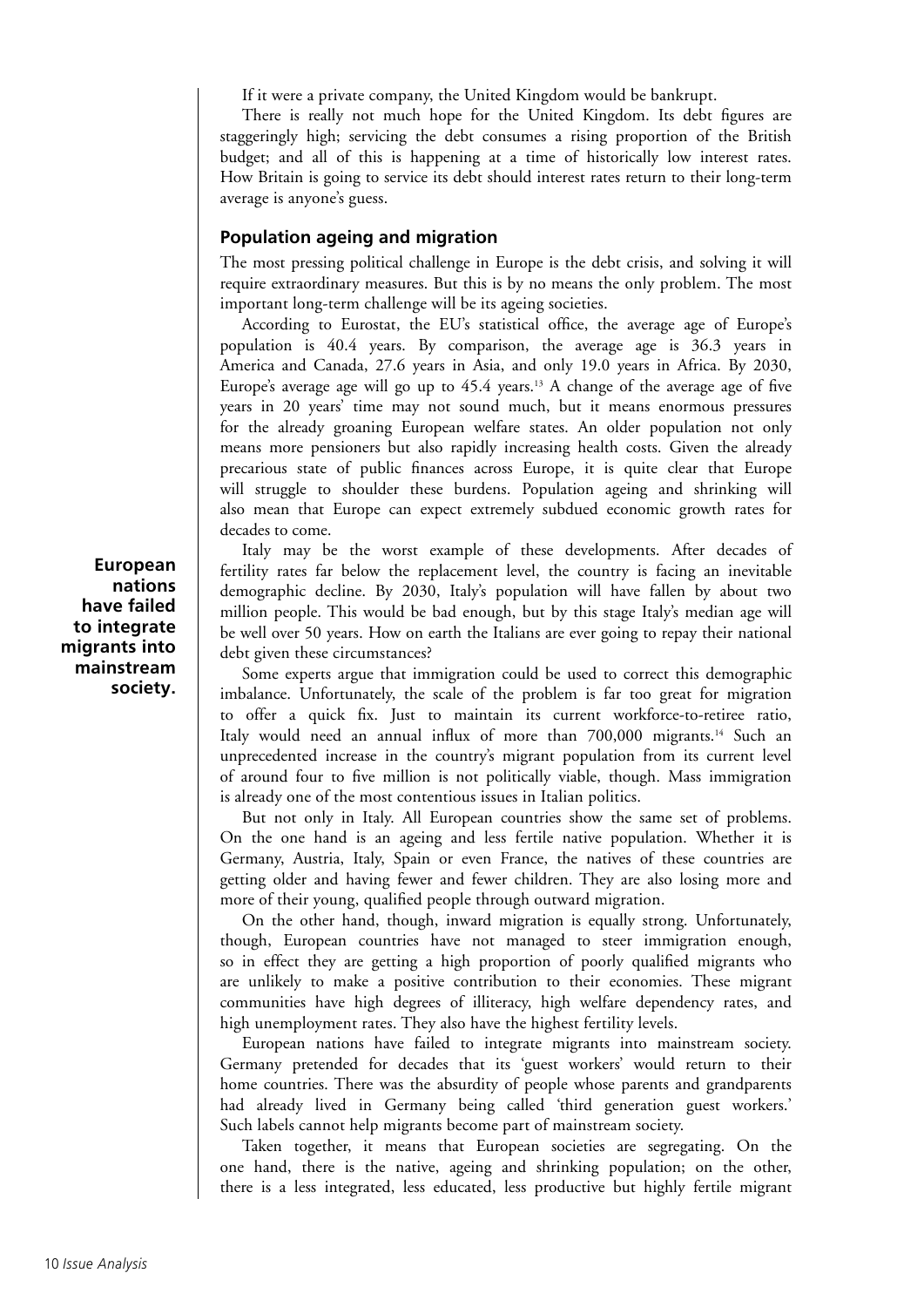If it were a private company, the United Kingdom would be bankrupt.

There is really not much hope for the United Kingdom. Its debt figures are staggeringly high; servicing the debt consumes a rising proportion of the British budget; and all of this is happening at a time of historically low interest rates. How Britain is going to service its debt should interest rates return to their long-term average is anyone's guess.

## Population ageing and migration

The most pressing political challenge in Europe is the debt crisis, and solving it will require extraordinary measures. But this is by no means the only problem. The most important long-term challenge will be its ageing societies.

According to Eurostat, the EU's statistical office, the average age of Europe's population is 40.4 years. By comparison, the average age is 36.3 years in America and Canada, 27.6 years in Asia, and only 19.0 years in Africa. By 2030, Europe's average age will go up to 45.4 years.[13] A change of the average age of five years in 20 years' time may not sound much, but it means enormous pressures for the already groaning European welfare states. An older population not only means more pensioners but also rapidly increasing health costs. Given the already precarious state of public finances across Europe, it is quite clear that Europe will struggle to shoulder these burdens. Population ageing and shrinking will also mean that Europe can expect extremely subdued economic growth rates for decades to come.

**European nations have failed to integrate migrants into mainstream society.**

Italy may be the worst example of these developments. After decades of fertility rates far below the replacement level, the country is facing an inevitable demographic decline. By 2030, Italy's population will have fallen by about two million people. This would be bad enough, but by this stage Italy's median age will be well over 50 years. How on earth the Italians are ever going to repay their national debt given these circumstances?

Some experts argue that immigration could be used to correct this demographic imbalance. Unfortunately, the scale of the problem is far too great for migration to offer a quick fix. Just to maintain its current workforce-to-retiree ratio, Italy would need an annual influx of more than 700,000 migrants.[14] Such an unprecedented increase in the country's migrant population from its current level of around four to five million is not politically viable, though. Mass immigration is already one of the most contentious issues in Italian politics.

But not only in Italy. All European countries show the same set of problems. On the one hand is an ageing and less fertile native population. Whether it is Germany, Austria, Italy, Spain or even France, the natives of these countries are getting older and having fewer and fewer children. They are also losing more and more of their young, qualified people through outward migration.

On the other hand, though, inward migration is equally strong. Unfortunately, though, European countries have not managed to steer immigration enough, so in effect they are getting a high proportion of poorly qualified migrants who are unlikely to make a positive contribution to their economies. These migrant communities have high degrees of illiteracy, high welfare dependency rates, and high unemployment rates. They also have the highest fertility levels.

European nations have failed to integrate migrants into mainstream society. Germany pretended for decades that its 'guest workers' would return to their home countries. There was the absurdity of people whose parents and grandparents had already lived in Germany being called 'third generation guest workers.' Such labels cannot help migrants become part of mainstream society.

Taken together, it means that European societies are segregating. On the one hand, there is the native, ageing and shrinking population; on the other, there is a less integrated, less educated, less productive but highly fertile migrant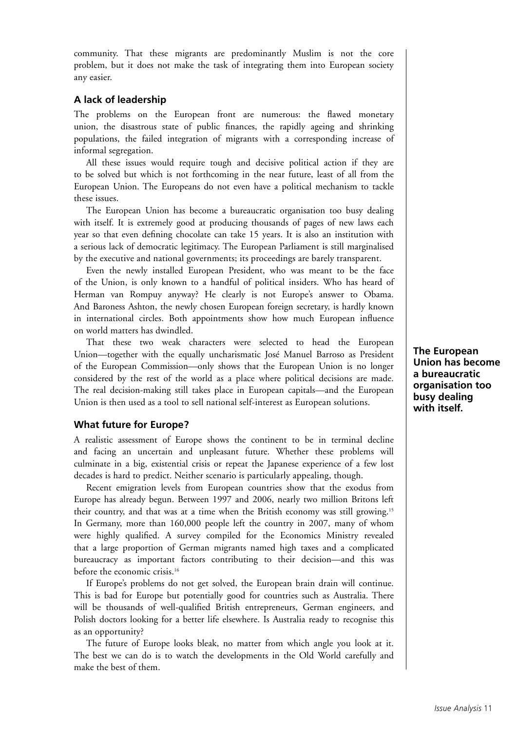community. That these migrants are predominantly Muslim is not the core problem, but it does not make the task of integrating them into European society any easier.

## A lack of leadership

The problems on the European front are numerous: the flawed monetary union, the disastrous state of public finances, the rapidly ageing and shrinking populations, the failed integration of migrants with a corresponding increase of informal segregation.

All these issues would require tough and decisive political action if they are to be solved but which is not forthcoming in the near future, least of all from the European Union. The Europeans do not even have a political mechanism to tackle these issues.

The European Union has become a bureaucratic organisation too busy dealing with itself. It is extremely good at producing thousands of pages of new laws each year so that even defining chocolate can take 15 years. It is also an institution with a serious lack of democratic legitimacy. The European Parliament is still marginalised by the executive and national governments; its proceedings are barely transparent.

Even the newly installed European President, who was meant to be the face of the Union, is only known to a handful of political insiders. Who has heard of Herman van Rompuy anyway? He clearly is not Europe's answer to Obama. And Baroness Ashton, the newly chosen European foreign secretary, is hardly known in international circles. Both appointments show how much European influence on world matters has dwindled.

That these two weak characters were selected to head the European Union—together with the equally uncharismatic José Manuel Barroso as President of the European Commission—only shows that the European Union is no longer considered by the rest of the world as a place where political decisions are made. The real decision-making still takes place in European capitals—and the European Union is then used as a tool to sell national self-interest as European solutions.

**The European Union has become a bureaucratic organisation too busy dealing with itself.**

## What future for Europe?

A realistic assessment of Europe shows the continent to be in terminal decline and facing an uncertain and unpleasant future. Whether these problems will culminate in a big, existential crisis or repeat the Japanese experience of a few lost decades is hard to predict. Neither scenario is particularly appealing, though.

Recent emigration levels from European countries show that the exodus from Europe has already begun. Between 1997 and 2006, nearly two million Britons left their country, and that was at a time when the British economy was still growing.[15] In Germany, more than 160,000 people left the country in 2007, many of whom were highly qualified. A survey compiled for the Economics Ministry revealed that a large proportion of German migrants named high taxes and a complicated bureaucracy as important factors contributing to their decision—and this was before the economic crisis.[16]

If Europe's problems do not get solved, the European brain drain will continue. This is bad for Europe but potentially good for countries such as Australia. There will be thousands of well-qualified British entrepreneurs, German engineers, and Polish doctors looking for a better life elsewhere. Is Australia ready to recognise this as an opportunity?

The future of Europe looks bleak, no matter from which angle you look at it. The best we can do is to watch the developments in the Old World carefully and make the best of them.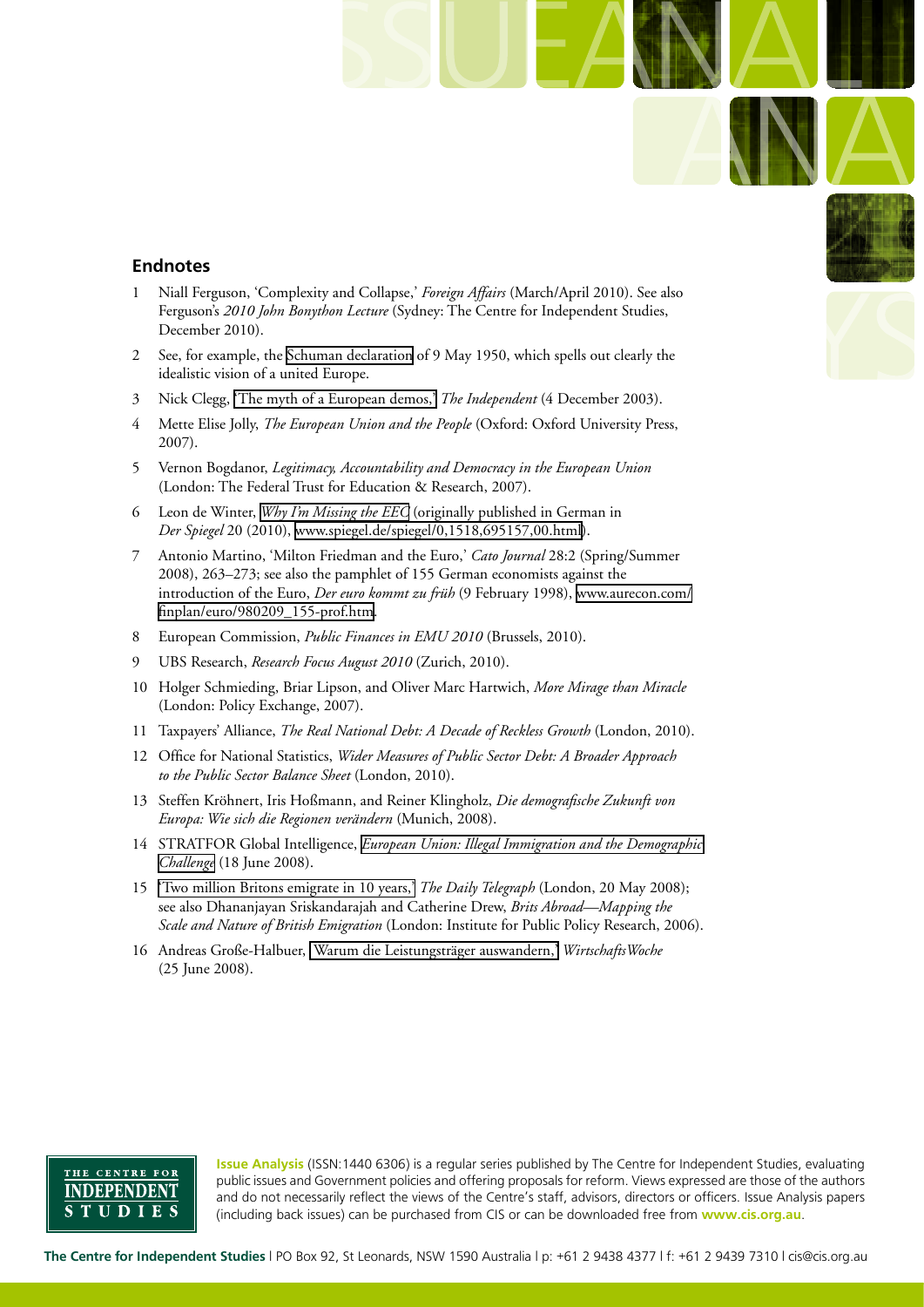## Endnotes

1. Niall Ferguson, 'Complexity and Collapse,' *Foreign Affairs* (March/April 2010). See also Ferguson's *2010 John Bonython Lecture* (Sydney: The Centre for Independent Studies, December 2010).
2. See, for example, the Schuman declaration of 9 May 1950, which spells out clearly the idealistic vision of a united Europe.
3. Nick Clegg, 'The myth of a European demos,' *The Independent* (4 December 2003).
4. Mette Elise Jolly, *The European Union and the People* (Oxford: Oxford University Press, 2007).
5. Vernon Bogdanor, *Legitimacy, Accountability and Democracy in the European Union* (London: The Federal Trust for Education & Research, 2007).
6. Leon de Winter, *Why I'm Missing the EEC* (originally published in German in *Der Spiegel* 20 (2010), www.spiegel.de/spiegel/0,1518,695157,00.html).
7. Antonio Martino, 'Milton Friedman and the Euro,' *Cato Journal* 28:2 (Spring/Summer 2008), 263–273; see also the pamphlet of 155 German economists against the introduction of the Euro, *Der euro kommt zu früh* (9 February 1998), www.aurecon.com/finplan/euro/980209_155-prof.htm.
8. European Commission, *Public Finances in EMU 2010* (Brussels, 2010).
9. UBS Research, *Research Focus August 2010* (Zurich, 2010).
10. Holger Schmieding, Briar Lipson, and Oliver Marc Hartwich, *More Mirage than Miracle* (London: Policy Exchange, 2007).
11. Taxpayers' Alliance, *The Real National Debt: A Decade of Reckless Growth* (London, 2010).
12. Office for National Statistics, *Wider Measures of Public Sector Debt: A Broader Approach to the Public Sector Balance Sheet* (London, 2010).
13. Steffen Kröhnert, Iris Hoßmann, and Reiner Klingholz, *Die demografische Zukunft von Europa: Wie sich die Regionen verändern* (Munich, 2008).
14. STRATFOR Global Intelligence, *European Union: Illegal Immigration and the Demographic Challenge* (18 June 2008).
15. 'Two million Britons emigrate in 10 years,' *The Daily Telegraph* (London, 20 May 2008); see also Dhananjayan Sriskandarajah and Catherine Drew, *Brits Abroad—Mapping the Scale and Nature of British Emigration* (London: Institute for Public Policy Research, 2006).
16. Andreas Große-Halbuer, 'Warum die Leistungsträger auswandern,' *WirtschaftsWoche* (25 June 2008).

**Issue Analysis** (ISSN:1440 6306) is a regular series published by The Centre for Independent Studies, evaluating public issues and Government policies and offering proposals for reform. Views expressed are those of the authors and do not necessarily reflect the views of the Centre's staff, advisors, directors or officers. Issue Analysis papers (including back issues) can be purchased from CIS or can be downloaded free from **www.cis.org.au**.

**The Centre for Independent Studies** | PO Box 92, St Leonards, NSW 1590 Australia | p: +61 2 9438 4377 | f: +61 2 9439 7310 | cis@cis.org.au